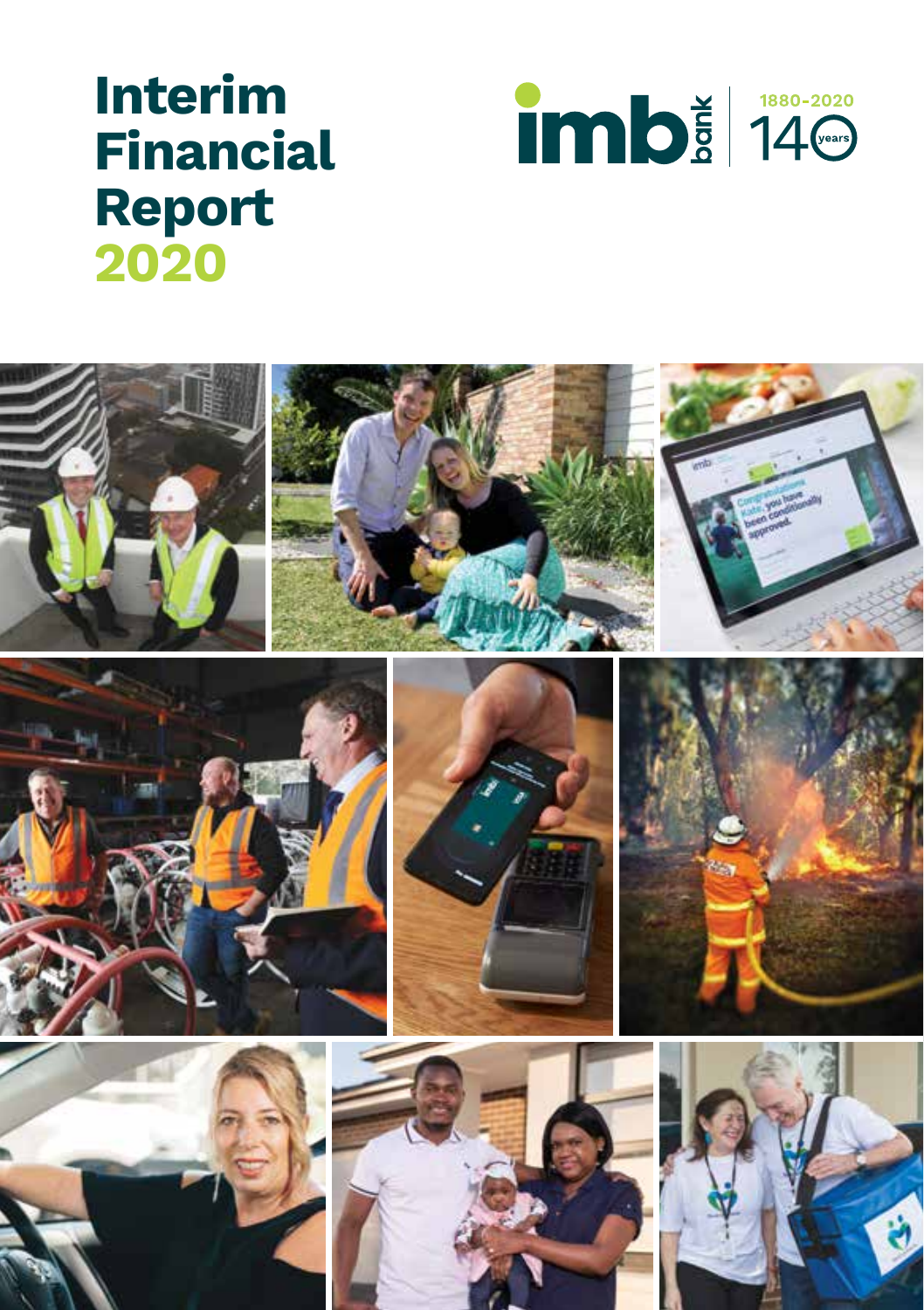# Interim Financial Report 2020

imb bank

1880-2020

140 years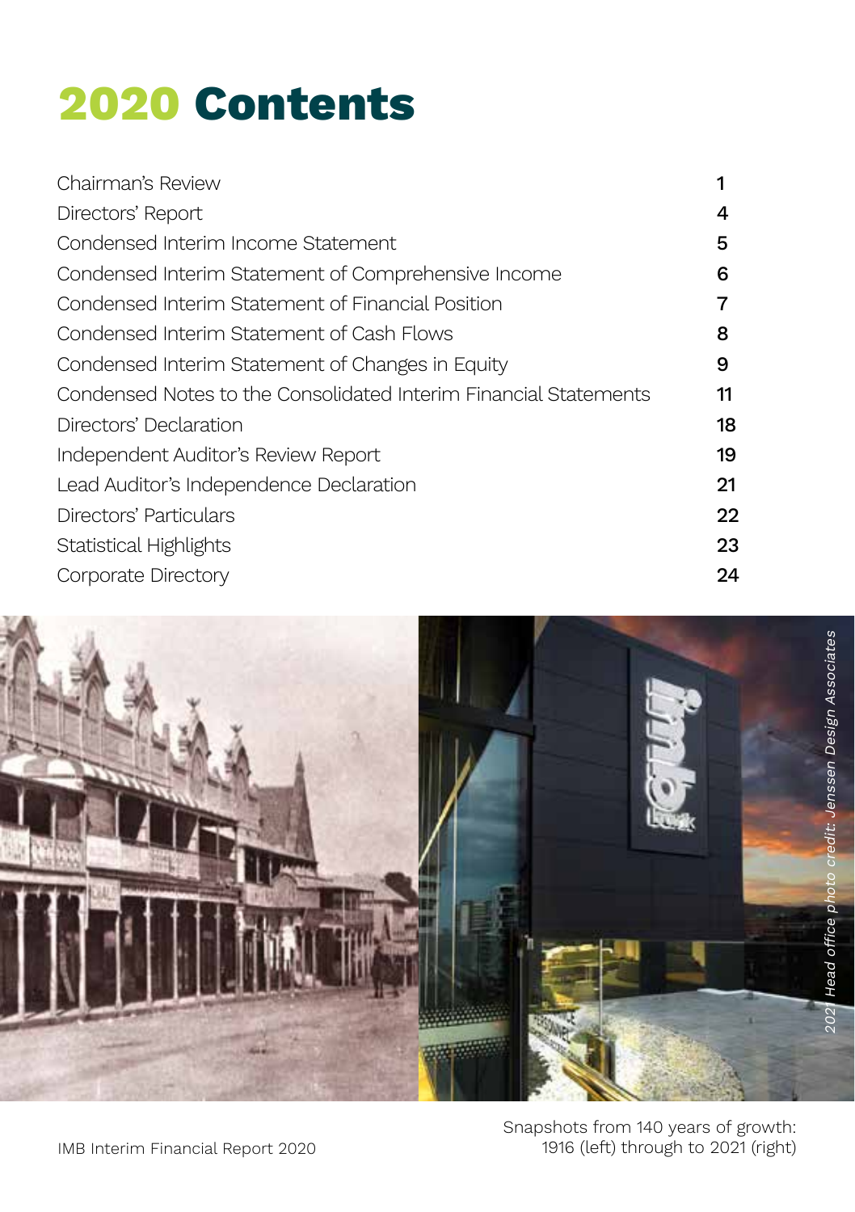# 2020 Contents

| | |
|---|---|
| Chairman's Review | 1 |
| Directors' Report | 4 |
| Condensed Interim Income Statement | 5 |
| Condensed Interim Statement of Comprehensive Income | 6 |
| Condensed Interim Statement of Financial Position | 7 |
| Condensed Interim Statement of Cash Flows | 8 |
| Condensed Interim Statement of Changes in Equity | 9 |
| Condensed Notes to the Consolidated Interim Financial Statements | 11 |
| Directors' Declaration | 18 |
| Independent Auditor's Review Report | 19 |
| Lead Auditor's Independence Declaration | 21 |
| Directors' Particulars | 22 |
| Statistical Highlights | 23 |
| Corporate Directory | 24 |

*2021 Head office photo credit: Jenssen Design Associates*

Snapshots from 140 years of growth:
1916 (left) through to 2021 (right)

IMB Interim Financial Report 2020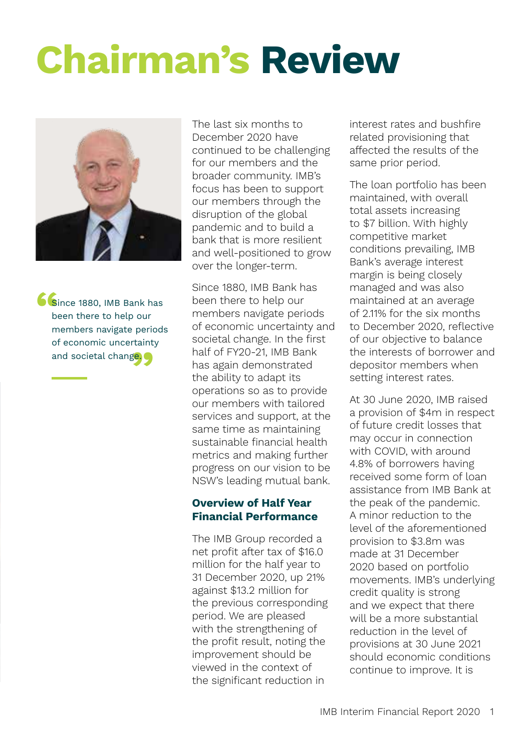# Chairman's Review

> "Since 1880, IMB Bank has been there to help our members navigate periods of economic uncertainty and societal change."

The last six months to December 2020 have continued to be challenging for our members and the broader community. IMB's focus has been to support our members through the disruption of the global pandemic and to build a bank that is more resilient and well-positioned to grow over the longer-term.

Since 1880, IMB Bank has been there to help our members navigate periods of economic uncertainty and societal change. In the first half of FY20-21, IMB Bank has again demonstrated the ability to adapt its operations so as to provide our members with tailored services and support, at the same time as maintaining sustainable financial health metrics and making further progress on our vision to be NSW's leading mutual bank.

## Overview of Half Year Financial Performance

The IMB Group recorded a net profit after tax of $16.0 million for the half year to 31 December 2020, up 21% against $13.2 million for the previous corresponding period. We are pleased with the strengthening of the profit result, noting the improvement should be viewed in the context of the significant reduction in interest rates and bushfire related provisioning that affected the results of the same prior period.

The loan portfolio has been maintained, with overall total assets increasing to $7 billion. With highly competitive market conditions prevailing, IMB Bank's average interest margin is being closely managed and was also maintained at an average of 2.11% for the six months to December 2020, reflective of our objective to balance the interests of borrower and depositor members when setting interest rates.

At 30 June 2020, IMB raised a provision of $4m in respect of future credit losses that may occur in connection with COVID, with around 4.8% of borrowers having received some form of loan assistance from IMB Bank at the peak of the pandemic. A minor reduction to the level of the aforementioned provision to $3.8m was made at 31 December 2020 based on portfolio movements. IMB's underlying credit quality is strong and we expect that there will be a more substantial reduction in the level of provisions at 30 June 2021 should economic conditions continue to improve. It is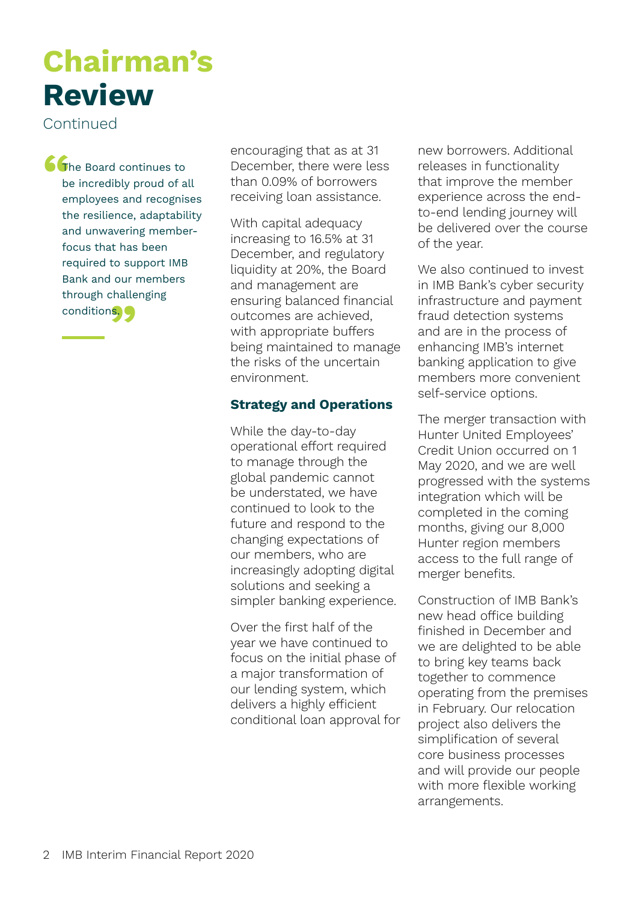# Chairman's Review

Continued

> "The Board continues to be incredibly proud of all employees and recognises the resilience, adaptability and unwavering member-focus that has been required to support IMB Bank and our members through challenging conditions."

encouraging that as at 31 December, there were less than 0.09% of borrowers receiving loan assistance.

With capital adequacy increasing to 16.5% at 31 December, and regulatory liquidity at 20%, the Board and management are ensuring balanced financial outcomes are achieved, with appropriate buffers being maintained to manage the risks of the uncertain environment.

### Strategy and Operations

While the day-to-day operational effort required to manage through the global pandemic cannot be understated, we have continued to look to the future and respond to the changing expectations of our members, who are increasingly adopting digital solutions and seeking a simpler banking experience.

Over the first half of the year we have continued to focus on the initial phase of a major transformation of our lending system, which delivers a highly efficient conditional loan approval for new borrowers. Additional releases in functionality that improve the member experience across the end-to-end lending journey will be delivered over the course of the year.

We also continued to invest in IMB Bank's cyber security infrastructure and payment fraud detection systems and are in the process of enhancing IMB's internet banking application to give members more convenient self-service options.

The merger transaction with Hunter United Employees' Credit Union occurred on 1 May 2020, and we are well progressed with the systems integration which will be completed in the coming months, giving our 8,000 Hunter region members access to the full range of merger benefits.

Construction of IMB Bank's new head office building finished in December and we are delighted to be able to bring key teams back together to commence operating from the premises in February. Our relocation project also delivers the simplification of several core business processes and will provide our people with more flexible working arrangements.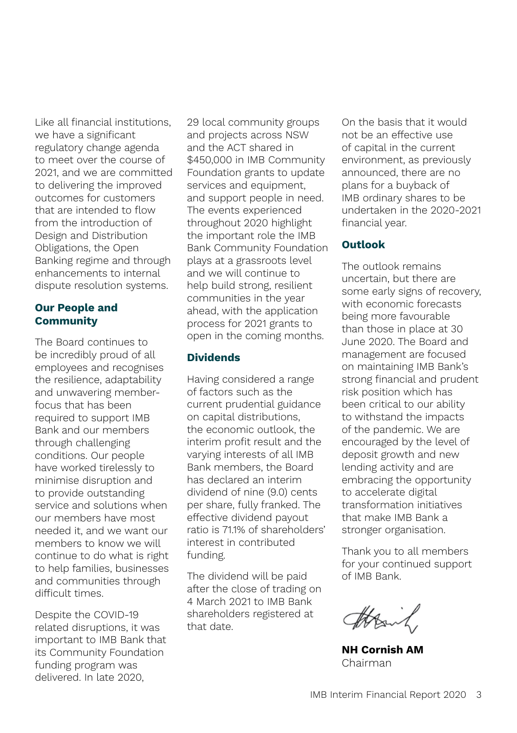Like all financial institutions, we have a significant regulatory change agenda to meet over the course of 2021, and we are committed to delivering the improved outcomes for customers that are intended to flow from the introduction of Design and Distribution Obligations, the Open Banking regime and through enhancements to internal dispute resolution systems.

## Our People and Community

The Board continues to be incredibly proud of all employees and recognises the resilience, adaptability and unwavering member-focus that has been required to support IMB Bank and our members through challenging conditions. Our people have worked tirelessly to minimise disruption and to provide outstanding service and solutions when our members have most needed it, and we want our members to know we will continue to do what is right to help families, businesses and communities through difficult times.

Despite the COVID-19 related disruptions, it was important to IMB Bank that its Community Foundation funding program was delivered. In late 2020, 29 local community groups and projects across NSW and the ACT shared in $450,000 in IMB Community Foundation grants to update services and equipment, and support people in need. The events experienced throughout 2020 highlight the important role the IMB Bank Community Foundation plays at a grassroots level and we will continue to help build strong, resilient communities in the year ahead, with the application process for 2021 grants to open in the coming months.

## Dividends

Having considered a range of factors such as the current prudential guidance on capital distributions, the economic outlook, the interim profit result and the varying interests of all IMB Bank members, the Board has declared an interim dividend of nine (9.0) cents per share, fully franked. The effective dividend payout ratio is 71.1% of shareholders' interest in contributed funding.

The dividend will be paid after the close of trading on 4 March 2021 to IMB Bank shareholders registered at that date.

On the basis that it would not be an effective use of capital in the current environment, as previously announced, there are no plans for a buyback of IMB ordinary shares to be undertaken in the 2020-2021 financial year.

## Outlook

The outlook remains uncertain, but there are some early signs of recovery, with economic forecasts being more favourable than those in place at 30 June 2020. The Board and management are focused on maintaining IMB Bank's strong financial and prudent risk position which has been critical to our ability to withstand the impacts of the pandemic. We are encouraged by the level of deposit growth and new lending activity and are embracing the opportunity to accelerate digital transformation initiatives that make IMB Bank a stronger organisation.

Thank you to all members for your continued support of IMB Bank.

**NH Cornish AM**
Chairman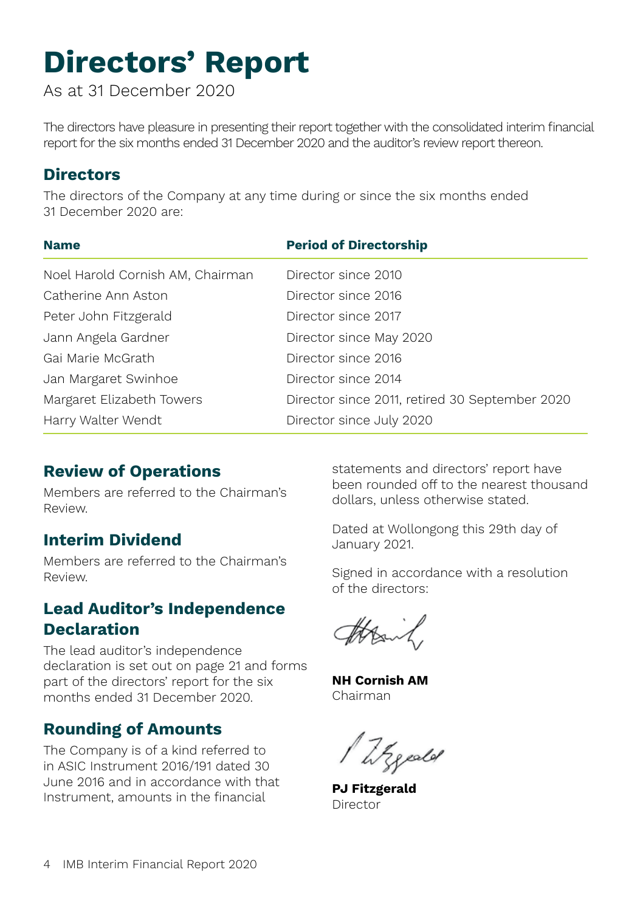# Directors' Report

As at 31 December 2020

The directors have pleasure in presenting their report together with the consolidated interim financial report for the six months ended 31 December 2020 and the auditor's review report thereon.

## Directors

The directors of the Company at any time during or since the six months ended 31 December 2020 are:

| Name | Period of Directorship |
| --- | --- |
| Noel Harold Cornish AM, Chairman | Director since 2010 |
| Catherine Ann Aston | Director since 2016 |
| Peter John Fitzgerald | Director since 2017 |
| Jann Angela Gardner | Director since May 2020 |
| Gai Marie McGrath | Director since 2016 |
| Jan Margaret Swinhoe | Director since 2014 |
| Margaret Elizabeth Towers | Director since 2011, retired 30 September 2020 |
| Harry Walter Wendt | Director since July 2020 |

## Review of Operations

Members are referred to the Chairman's Review.

## Interim Dividend

Members are referred to the Chairman's Review.

## Lead Auditor's Independence Declaration

The lead auditor's independence declaration is set out on page 21 and forms part of the directors' report for the six months ended 31 December 2020.

## Rounding of Amounts

The Company is of a kind referred to in ASIC Instrument 2016/191 dated 30 June 2016 and in accordance with that Instrument, amounts in the financial statements and directors' report have been rounded off to the nearest thousand dollars, unless otherwise stated.

Dated at Wollongong this 29th day of January 2021.

Signed in accordance with a resolution of the directors:

**NH Cornish AM**
Chairman

**PJ Fitzgerald**
Director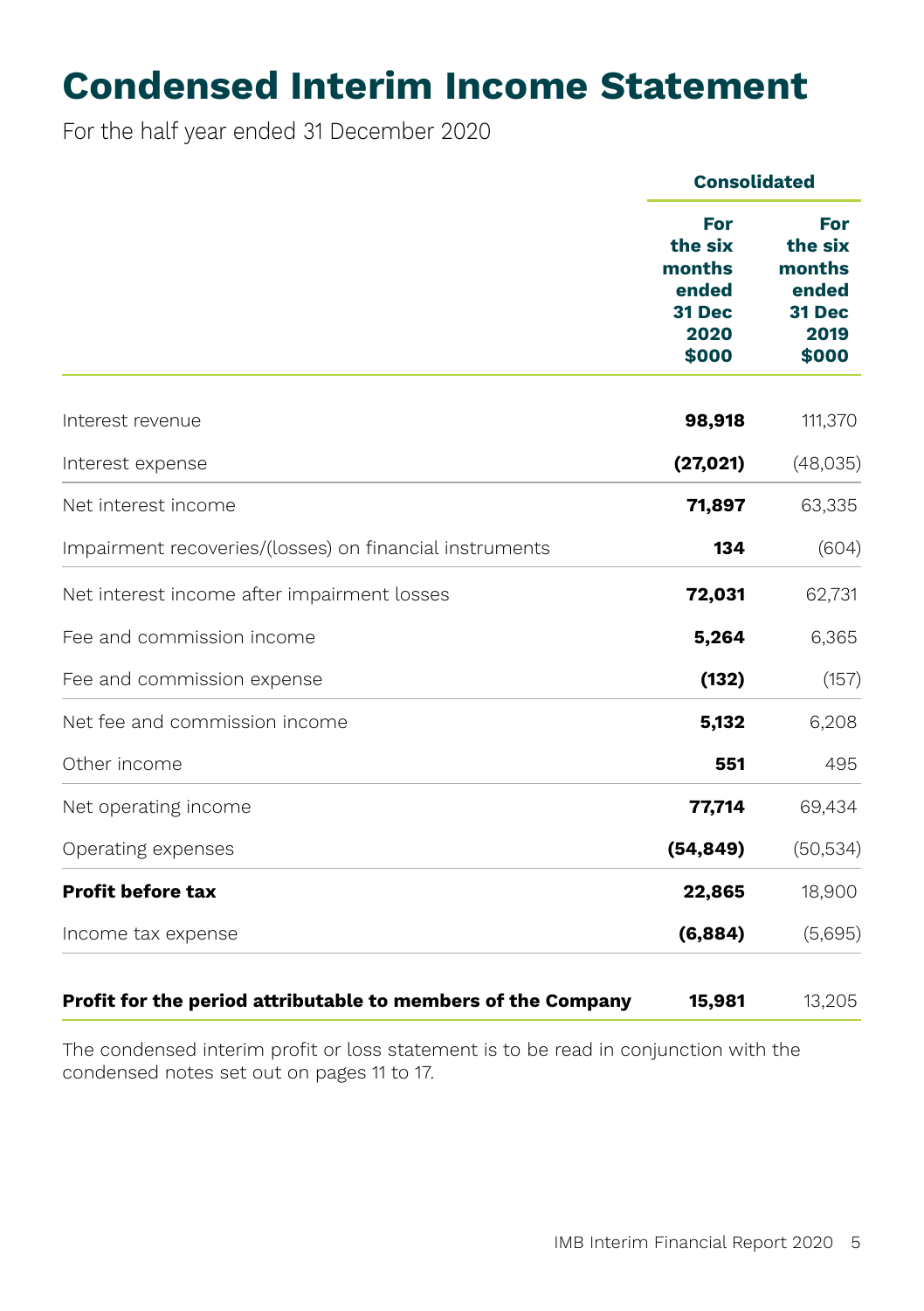# Condensed Interim Income Statement

For the half year ended 31 December 2020

| | Consolidated | |
|---|---|---|
| | **For the six months ended 31 Dec 2020 $000** | **For the six months ended 31 Dec 2019 $000** |
| Interest revenue | **98,918** | 111,370 |
| Interest expense | **(27,021)** | (48,035) |
| Net interest income | **71,897** | 63,335 |
| Impairment recoveries/(losses) on financial instruments | **134** | (604) |
| Net interest income after impairment losses | **72,031** | 62,731 |
| Fee and commission income | **5,264** | 6,365 |
| Fee and commission expense | **(132)** | (157) |
| Net fee and commission income | **5,132** | 6,208 |
| Other income | **551** | 495 |
| Net operating income | **77,714** | 69,434 |
| Operating expenses | **(54,849)** | (50,534) |
| **Profit before tax** | **22,865** | 18,900 |
| Income tax expense | **(6,884)** | (5,695) |
| **Profit for the period attributable to members of the Company** | **15,981** | 13,205 |

The condensed interim profit or loss statement is to be read in conjunction with the condensed notes set out on pages 11 to 17.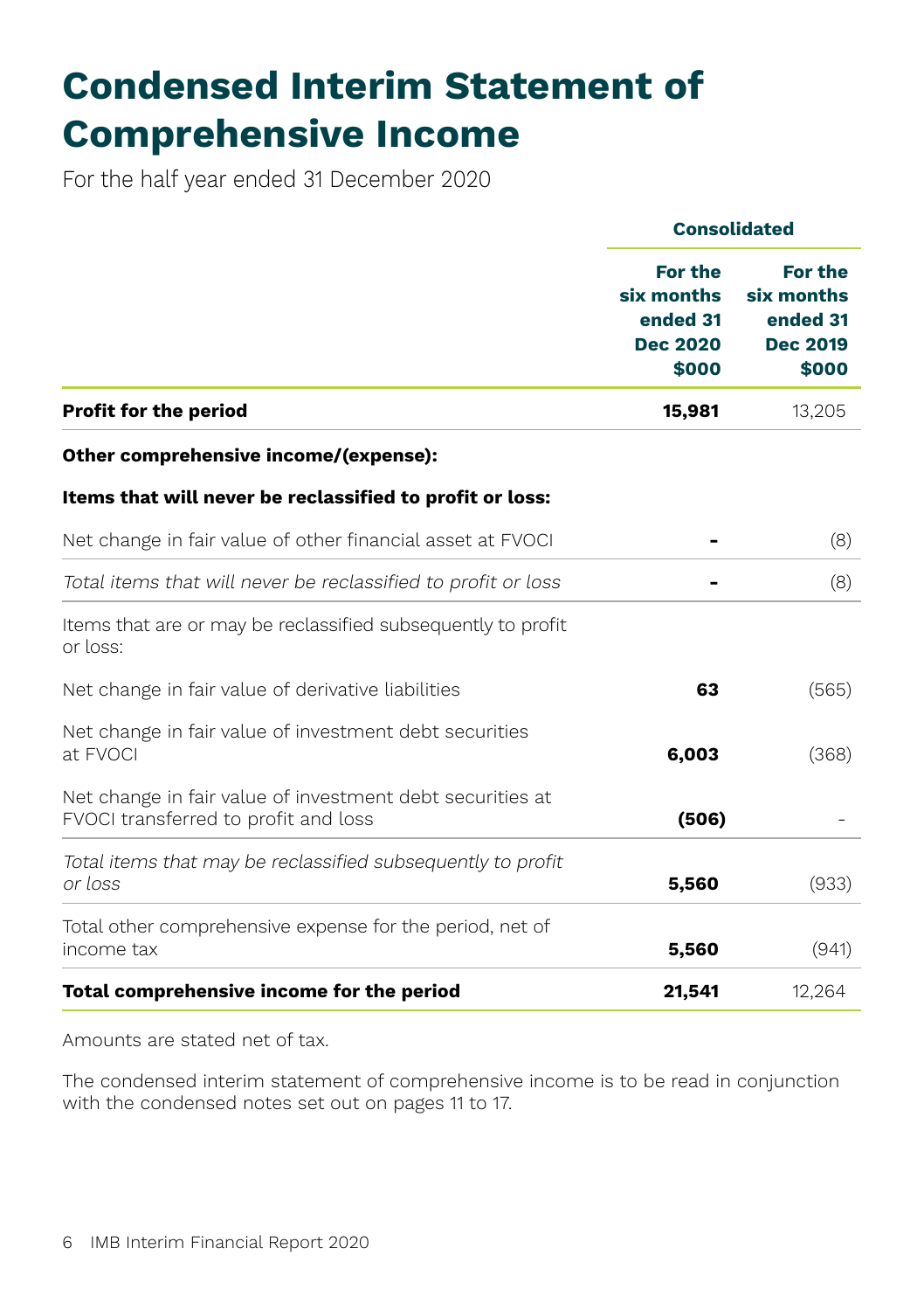# Condensed Interim Statement of Comprehensive Income

For the half year ended 31 December 2020

| | Consolidated | |
|---|---|---|
| | **For the six months ended 31 Dec 2020 $000** | **For the six months ended 31 Dec 2019 $000** |
| **Profit for the period** | **15,981** | 13,205 |
| **Other comprehensive income/(expense):** | | |
| **Items that will never be reclassified to profit or loss:** | | |
| Net change in fair value of other financial asset at FVOCI | **-** | (8) |
| *Total items that will never be reclassified to profit or loss* | **-** | (8) |
| Items that are or may be reclassified subsequently to profit or loss: | | |
| Net change in fair value of derivative liabilities | **63** | (565) |
| Net change in fair value of investment debt securities at FVOCI | **6,003** | (368) |
| Net change in fair value of investment debt securities at FVOCI transferred to profit and loss | **(506)** | - |
| *Total items that may be reclassified subsequently to profit or loss* | **5,560** | (933) |
| Total other comprehensive expense for the period, net of income tax | **5,560** | (941) |
| **Total comprehensive income for the period** | **21,541** | 12,264 |

Amounts are stated net of tax.

The condensed interim statement of comprehensive income is to be read in conjunction with the condensed notes set out on pages 11 to 17.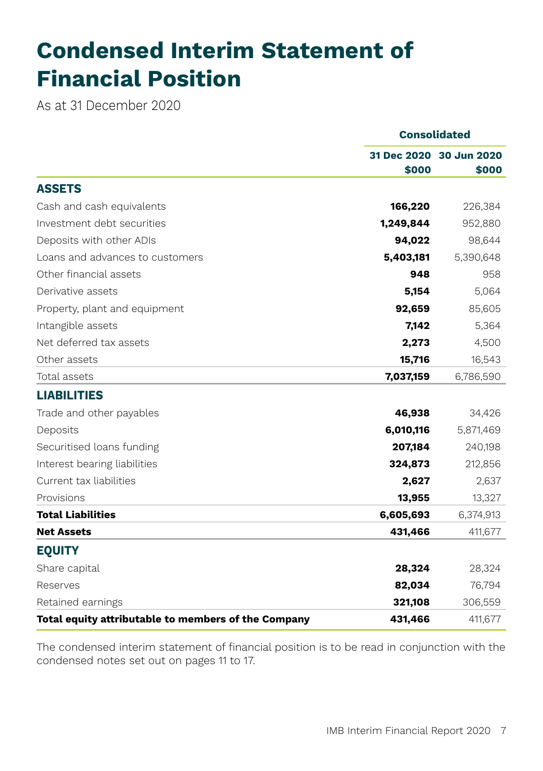# Condensed Interim Statement of Financial Position

As at 31 December 2020

| | Consolidated | |
|---|---|---|
| | **31 Dec 2020 \$000** | **30 Jun 2020 \$000** |
| **ASSETS** | | |
| Cash and cash equivalents | **166,220** | 226,384 |
| Investment debt securities | **1,249,844** | 952,880 |
| Deposits with other ADIs | **94,022** | 98,644 |
| Loans and advances to customers | **5,403,181** | 5,390,648 |
| Other financial assets | **948** | 958 |
| Derivative assets | **5,154** | 5,064 |
| Property, plant and equipment | **92,659** | 85,605 |
| Intangible assets | **7,142** | 5,364 |
| Net deferred tax assets | **2,273** | 4,500 |
| Other assets | **15,716** | 16,543 |
| Total assets | **7,037,159** | 6,786,590 |
| **LIABILITIES** | | |
| Trade and other payables | **46,938** | 34,426 |
| Deposits | **6,010,116** | 5,871,469 |
| Securitised loans funding | **207,184** | 240,198 |
| Interest bearing liabilities | **324,873** | 212,856 |
| Current tax liabilities | **2,627** | 2,637 |
| Provisions | **13,955** | 13,327 |
| **Total Liabilities** | **6,605,693** | 6,374,913 |
| **Net Assets** | **431,466** | 411,677 |
| **EQUITY** | | |
| Share capital | **28,324** | 28,324 |
| Reserves | **82,034** | 76,794 |
| Retained earnings | **321,108** | 306,559 |
| **Total equity attributable to members of the Company** | **431,466** | 411,677 |

The condensed interim statement of financial position is to be read in conjunction with the condensed notes set out on pages 11 to 17.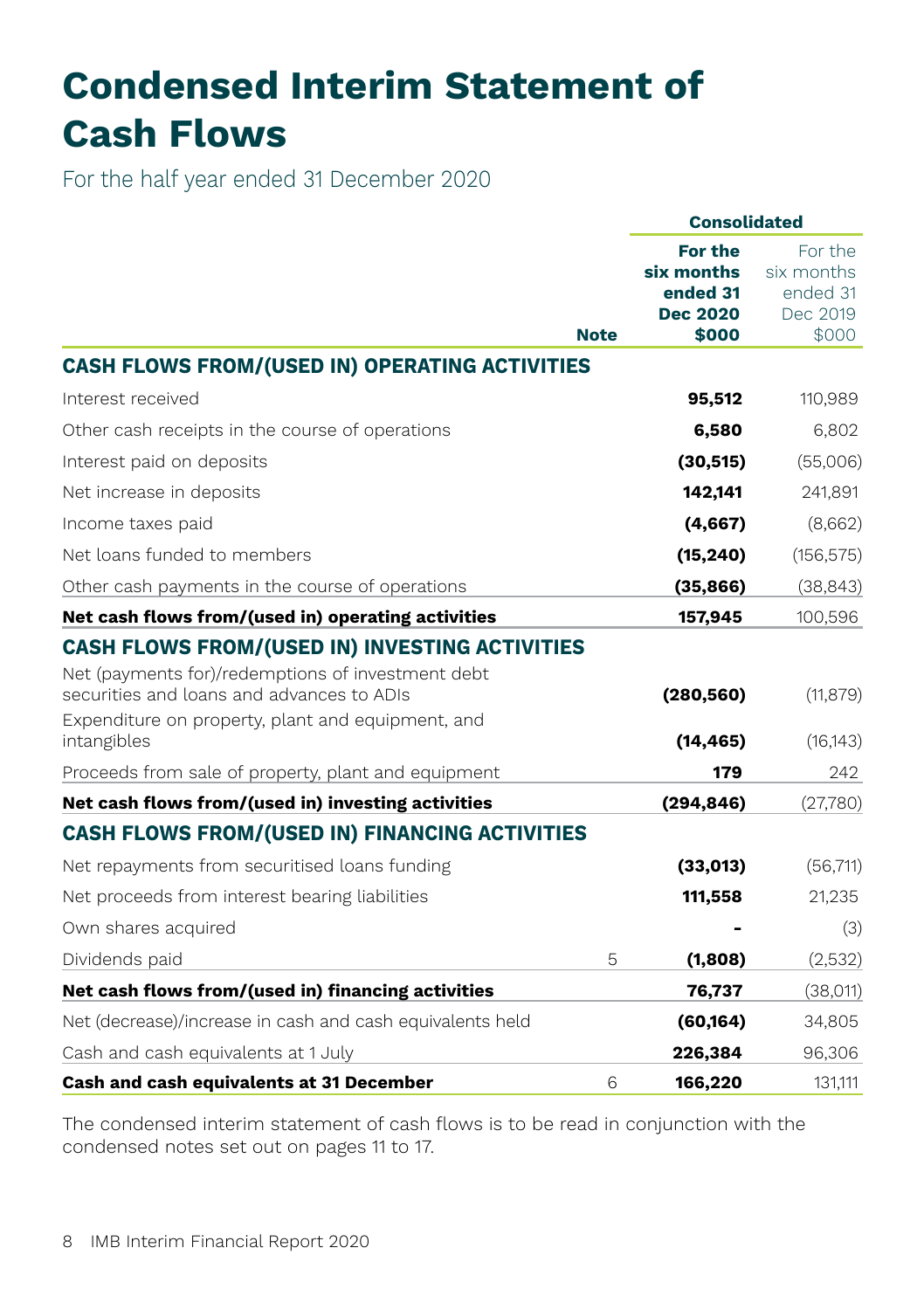# Condensed Interim Statement of Cash Flows

For the half year ended 31 December 2020

| | Note | Consolidated For the six months ended 31 Dec 2020 $000 | Consolidated For the six months ended 31 Dec 2019 $000 |
|---|---|---|---|
| **CASH FLOWS FROM/(USED IN) OPERATING ACTIVITIES** | | | |
| Interest received | | **95,512** | 110,989 |
| Other cash receipts in the course of operations | | **6,580** | 6,802 |
| Interest paid on deposits | | **(30,515)** | (55,006) |
| Net increase in deposits | | **142,141** | 241,891 |
| Income taxes paid | | **(4,667)** | (8,662) |
| Net loans funded to members | | **(15,240)** | (156,575) |
| Other cash payments in the course of operations | | **(35,866)** | (38,843) |
| **Net cash flows from/(used in) operating activities** | | **157,945** | 100,596 |
| **CASH FLOWS FROM/(USED IN) INVESTING ACTIVITIES** | | | |
| Net (payments for)/redemptions of investment debt securities and loans and advances to ADIs | | **(280,560)** | (11,879) |
| Expenditure on property, plant and equipment, and intangibles | | **(14,465)** | (16,143) |
| Proceeds from sale of property, plant and equipment | | **179** | 242 |
| **Net cash flows from/(used in) investing activities** | | **(294,846)** | (27,780) |
| **CASH FLOWS FROM/(USED IN) FINANCING ACTIVITIES** | | | |
| Net repayments from securitised loans funding | | **(33,013)** | (56,711) |
| Net proceeds from interest bearing liabilities | | **111,558** | 21,235 |
| Own shares acquired | | **-** | (3) |
| Dividends paid | 5 | **(1,808)** | (2,532) |
| **Net cash flows from/(used in) financing activities** | | **76,737** | (38,011) |
| Net (decrease)/increase in cash and cash equivalents held | | **(60,164)** | 34,805 |
| Cash and cash equivalents at 1 July | | **226,384** | 96,306 |
| **Cash and cash equivalents at 31 December** | 6 | **166,220** | 131,111 |

The condensed interim statement of cash flows is to be read in conjunction with the condensed notes set out on pages 11 to 17.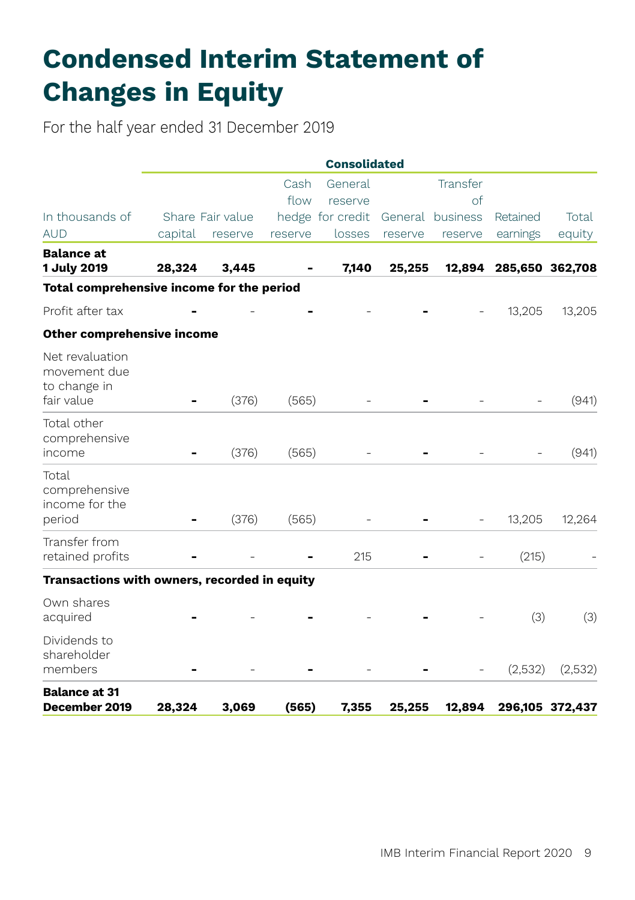# Condensed Interim Statement of Changes in Equity

For the half year ended 31 December 2019

| | Consolidated | | | | | | | |
|---|---|---|---|---|---|---|---|---|
| In thousands of AUD | Share capital | Fair value reserve | Cash flow hedge reserve | General reserve for credit losses | General reserve | Transfer of business reserve | Retained earnings | Total equity |
| **Balance at 1 July 2019** | **28,324** | **3,445** | **-** | **7,140** | **25,255** | **12,894** | **285,650** | **362,708** |
| **Total comprehensive income for the period** | | | | | | | | |
| Profit after tax | - | - | - | - | - | - | 13,205 | 13,205 |
| **Other comprehensive income** | | | | | | | | |
| Net revaluation movement due to change in fair value | - | (376) | (565) | - | - | - | - | (941) |
| Total other comprehensive income | - | (376) | (565) | - | - | - | - | (941) |
| Total comprehensive income for the period | - | (376) | (565) | - | - | - | 13,205 | 12,264 |
| Transfer from retained profits | - | - | - | 215 | - | - | (215) | - |
| **Transactions with owners, recorded in equity** | | | | | | | | |
| Own shares acquired | - | - | - | - | - | - | (3) | (3) |
| Dividends to shareholder members | - | - | - | - | - | - | (2,532) | (2,532) |
| **Balance at 31 December 2019** | **28,324** | **3,069** | **(565)** | **7,355** | **25,255** | **12,894** | **296,105** | **372,437** |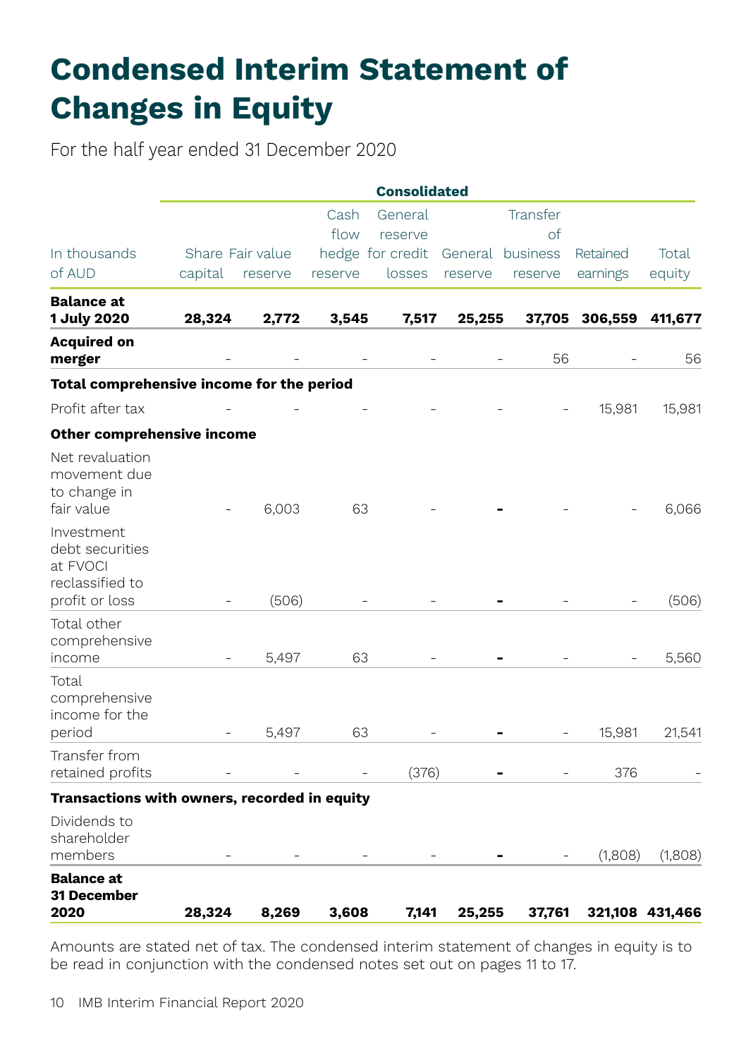# Condensed Interim Statement of Changes in Equity

For the half year ended 31 December 2020

| | Consolidated | | | | | | | |
|---|---|---|---|---|---|---|---|---|
| In thousands of AUD | Share capital | Fair value reserve | Cash flow hedge reserve | General reserve for credit losses | General reserve | Transfer of business reserve | Retained earnings | Total equity |
| **Balance at 1 July 2020** | **28,324** | **2,772** | **3,545** | **7,517** | **25,255** | **37,705** | **306,559** | **411,677** |
| **Acquired on merger** | - | - | - | - | - | 56 | - | 56 |
| **Total comprehensive income for the period** | | | | | | | | |
| Profit after tax | - | - | - | - | - | - | 15,981 | 15,981 |
| **Other comprehensive income** | | | | | | | | |
| Net revaluation movement due to change in fair value | - | 6,003 | 63 | - | - | - | - | 6,066 |
| Investment debt securities at FVOCI reclassified to profit or loss | - | (506) | - | - | - | - | - | (506) |
| Total other comprehensive income | - | 5,497 | 63 | - | - | - | - | 5,560 |
| Total comprehensive income for the period | - | 5,497 | 63 | - | - | - | 15,981 | 21,541 |
| Transfer from retained profits | - | - | - | (376) | - | - | 376 | - |
| **Transactions with owners, recorded in equity** | | | | | | | | |
| Dividends to shareholder members | - | - | - | - | - | - | (1,808) | (1,808) |
| **Balance at 31 December 2020** | **28,324** | **8,269** | **3,608** | **7,141** | **25,255** | **37,761** | **321,108** | **431,466** |

Amounts are stated net of tax. The condensed interim statement of changes in equity is to be read in conjunction with the condensed notes set out on pages 11 to 17.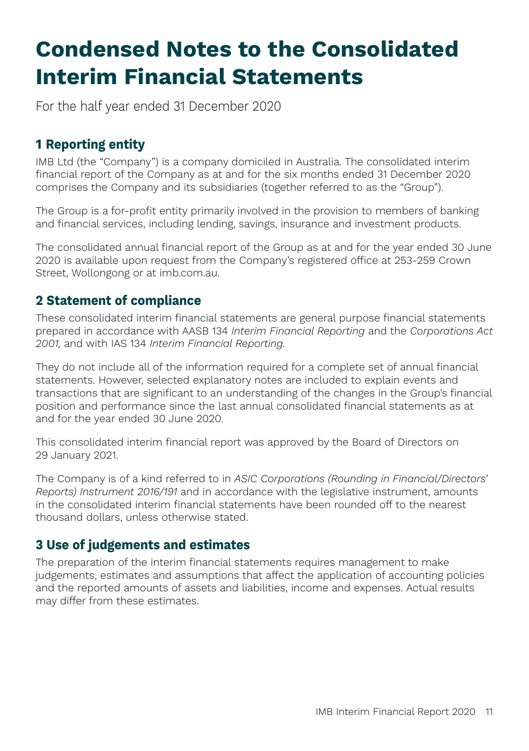# Condensed Notes to the Consolidated Interim Financial Statements

For the half year ended 31 December 2020

## 1 Reporting entity

IMB Ltd (the "Company") is a company domiciled in Australia. The consolidated interim financial report of the Company as at and for the six months ended 31 December 2020 comprises the Company and its subsidiaries (together referred to as the "Group").

The Group is a for-profit entity primarily involved in the provision to members of banking and financial services, including lending, savings, insurance and investment products.

The consolidated annual financial report of the Group as at and for the year ended 30 June 2020 is available upon request from the Company's registered office at 253-259 Crown Street, Wollongong or at imb.com.au.

## 2 Statement of compliance

These consolidated interim financial statements are general purpose financial statements prepared in accordance with AASB 134 *Interim Financial Reporting* and the *Corporations Act 2001,* and with IAS 134 *Interim Financial Reporting*.

They do not include all of the information required for a complete set of annual financial statements. However, selected explanatory notes are included to explain events and transactions that are significant to an understanding of the changes in the Group's financial position and performance since the last annual consolidated financial statements as at and for the year ended 30 June 2020.

This consolidated interim financial report was approved by the Board of Directors on 29 January 2021.

The Company is of a kind referred to in *ASIC Corporations (Rounding in Financial/Directors' Reports) Instrument 2016/191* and in accordance with the legislative instrument, amounts in the consolidated interim financial statements have been rounded off to the nearest thousand dollars, unless otherwise stated.

## 3 Use of judgements and estimates

The preparation of the interim financial statements requires management to make judgements, estimates and assumptions that affect the application of accounting policies and the reported amounts of assets and liabilities, income and expenses. Actual results may differ from these estimates.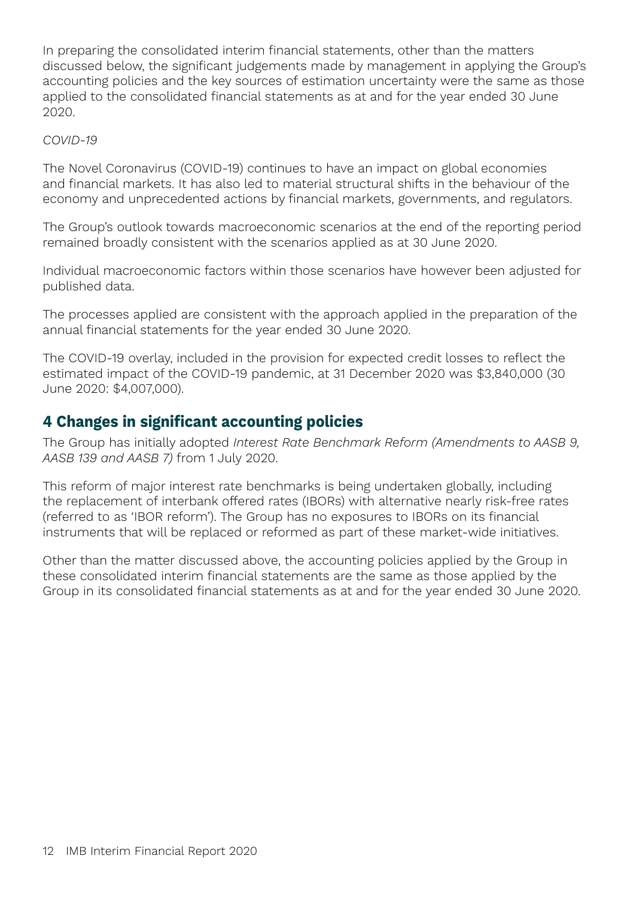In preparing the consolidated interim financial statements, other than the matters discussed below, the significant judgements made by management in applying the Group's accounting policies and the key sources of estimation uncertainty were the same as those applied to the consolidated financial statements as at and for the year ended 30 June 2020.

*COVID-19*

The Novel Coronavirus (COVID-19) continues to have an impact on global economies and financial markets. It has also led to material structural shifts in the behaviour of the economy and unprecedented actions by financial markets, governments, and regulators.

The Group's outlook towards macroeconomic scenarios at the end of the reporting period remained broadly consistent with the scenarios applied as at 30 June 2020.

Individual macroeconomic factors within those scenarios have however been adjusted for published data.

The processes applied are consistent with the approach applied in the preparation of the annual financial statements for the year ended 30 June 2020.

The COVID-19 overlay, included in the provision for expected credit losses to reflect the estimated impact of the COVID-19 pandemic, at 31 December 2020 was $3,840,000 (30 June 2020: $4,007,000).

## 4 Changes in significant accounting policies

The Group has initially adopted *Interest Rate Benchmark Reform (Amendments to AASB 9, AASB 139 and AASB 7)* from 1 July 2020.

This reform of major interest rate benchmarks is being undertaken globally, including the replacement of interbank offered rates (IBORs) with alternative nearly risk-free rates (referred to as 'IBOR reform'). The Group has no exposures to IBORs on its financial instruments that will be replaced or reformed as part of these market-wide initiatives.

Other than the matter discussed above, the accounting policies applied by the Group in these consolidated interim financial statements are the same as those applied by the Group in its consolidated financial statements as at and for the year ended 30 June 2020.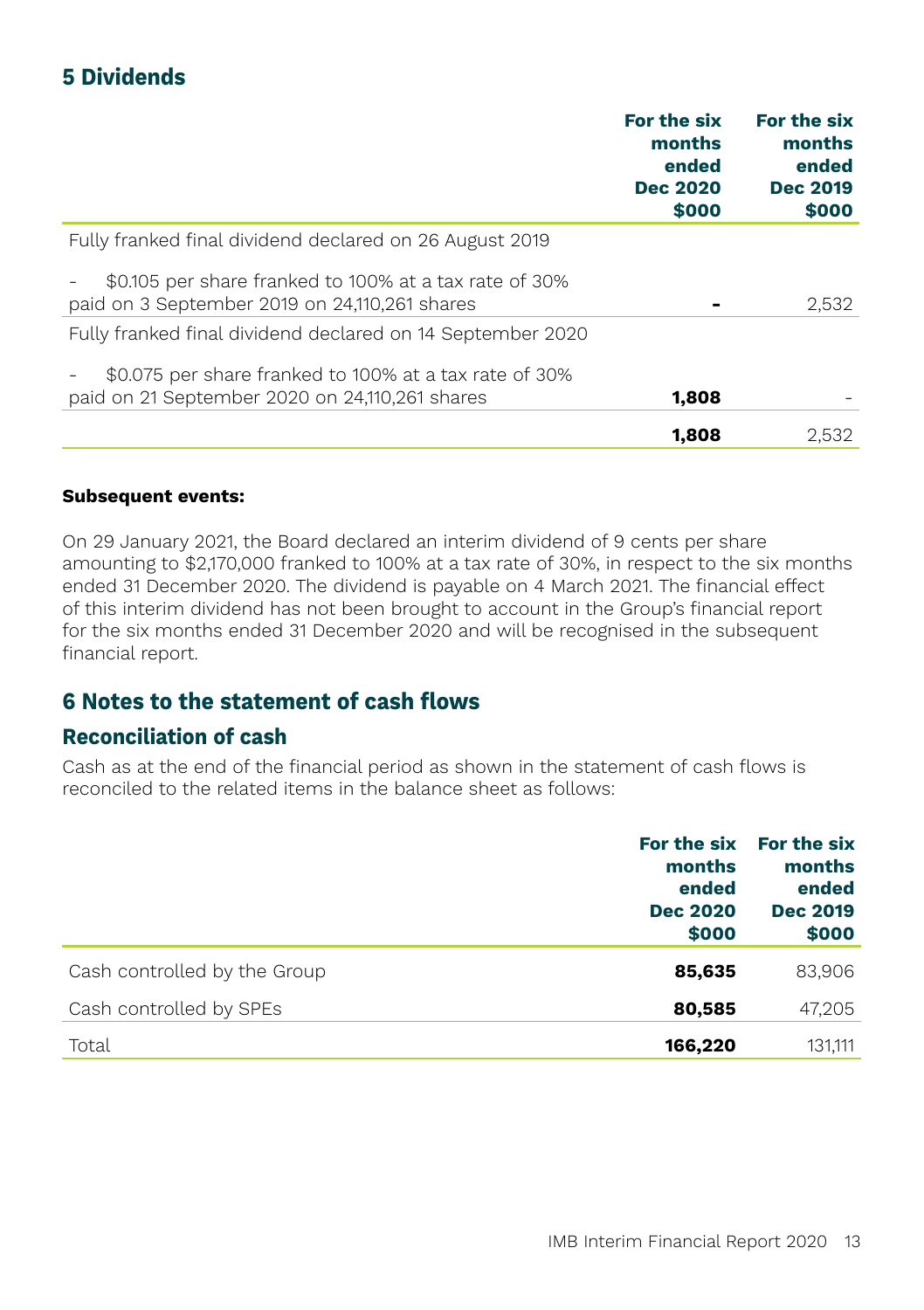## 5 Dividends

| | For the six months ended Dec 2020 $000 | For the six months ended Dec 2019 $000 |
|---|---|---|
| Fully franked final dividend declared on 26 August 2019 | | |
| - $0.105 per share franked to 100% at a tax rate of 30% paid on 3 September 2019 on 24,110,261 shares | - | 2,532 |
| Fully franked final dividend declared on 14 September 2020 | | |
| - $0.075 per share franked to 100% at a tax rate of 30% paid on 21 September 2020 on 24,110,261 shares | **1,808** | - |
| | **1,808** | 2,532 |

**Subsequent events:**

On 29 January 2021, the Board declared an interim dividend of 9 cents per share amounting to $2,170,000 franked to 100% at a tax rate of 30%, in respect to the six months ended 31 December 2020. The dividend is payable on 4 March 2021. The financial effect of this interim dividend has not been brought to account in the Group's financial report for the six months ended 31 December 2020 and will be recognised in the subsequent financial report.

## 6 Notes to the statement of cash flows

### Reconciliation of cash

Cash as at the end of the financial period as shown in the statement of cash flows is reconciled to the related items in the balance sheet as follows:

| | For the six months ended Dec 2020 $000 | For the six months ended Dec 2019 $000 |
|---|---|---|
| Cash controlled by the Group | **85,635** | 83,906 |
| Cash controlled by SPEs | **80,585** | 47,205 |
| Total | **166,220** | 131,111 |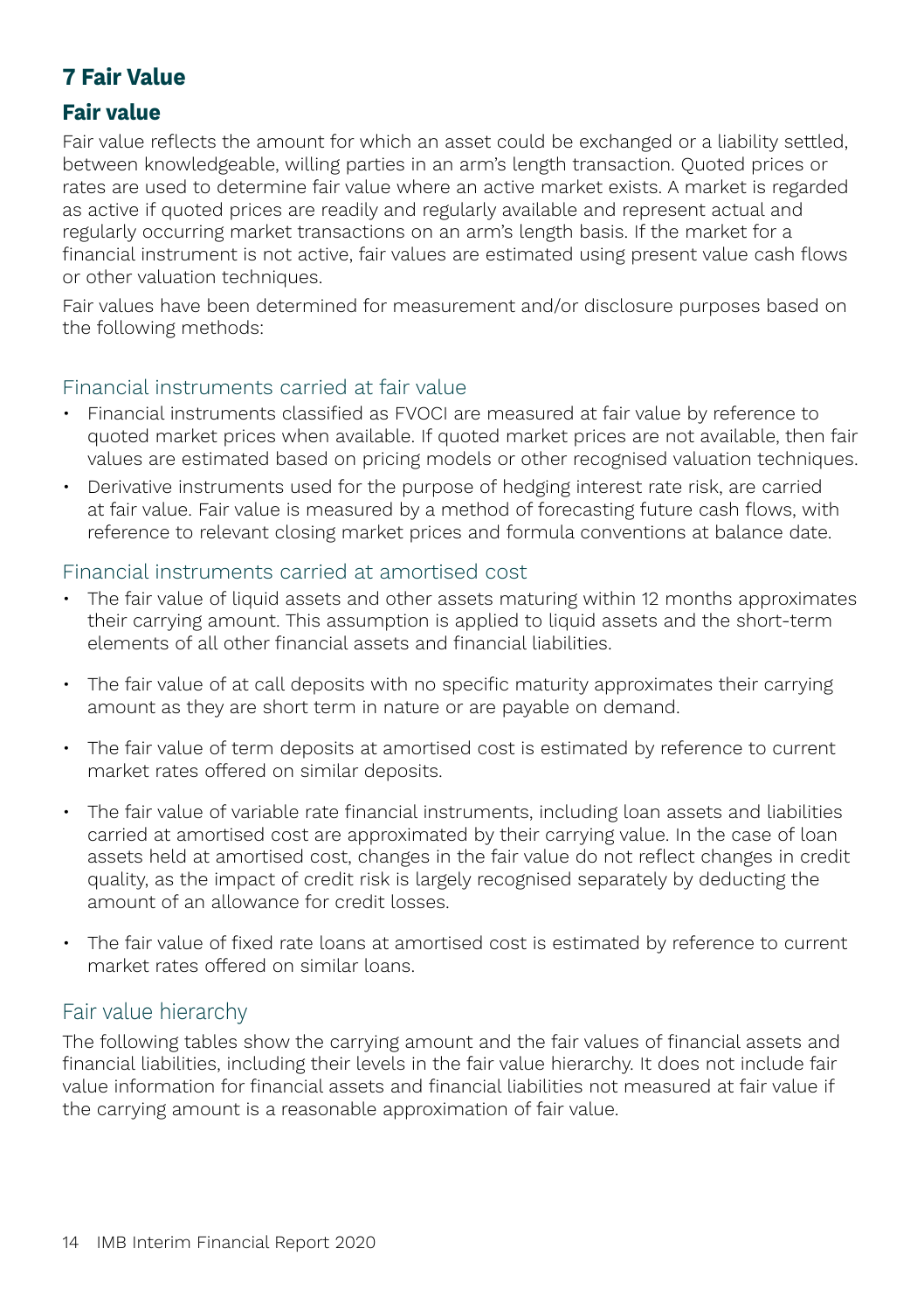# 7 Fair Value

## Fair value

Fair value reflects the amount for which an asset could be exchanged or a liability settled, between knowledgeable, willing parties in an arm's length transaction. Quoted prices or rates are used to determine fair value where an active market exists. A market is regarded as active if quoted prices are readily and regularly available and represent actual and regularly occurring market transactions on an arm's length basis. If the market for a financial instrument is not active, fair values are estimated using present value cash flows or other valuation techniques.

Fair values have been determined for measurement and/or disclosure purposes based on the following methods:

### Financial instruments carried at fair value

- Financial instruments classified as FVOCI are measured at fair value by reference to quoted market prices when available. If quoted market prices are not available, then fair values are estimated based on pricing models or other recognised valuation techniques.
- Derivative instruments used for the purpose of hedging interest rate risk, are carried at fair value. Fair value is measured by a method of forecasting future cash flows, with reference to relevant closing market prices and formula conventions at balance date.

### Financial instruments carried at amortised cost

- The fair value of liquid assets and other assets maturing within 12 months approximates their carrying amount. This assumption is applied to liquid assets and the short-term elements of all other financial assets and financial liabilities.
- The fair value of at call deposits with no specific maturity approximates their carrying amount as they are short term in nature or are payable on demand.
- The fair value of term deposits at amortised cost is estimated by reference to current market rates offered on similar deposits.
- The fair value of variable rate financial instruments, including loan assets and liabilities carried at amortised cost are approximated by their carrying value. In the case of loan assets held at amortised cost, changes in the fair value do not reflect changes in credit quality, as the impact of credit risk is largely recognised separately by deducting the amount of an allowance for credit losses.
- The fair value of fixed rate loans at amortised cost is estimated by reference to current market rates offered on similar loans.

### Fair value hierarchy

The following tables show the carrying amount and the fair values of financial assets and financial liabilities, including their levels in the fair value hierarchy. It does not include fair value information for financial assets and financial liabilities not measured at fair value if the carrying amount is a reasonable approximation of fair value.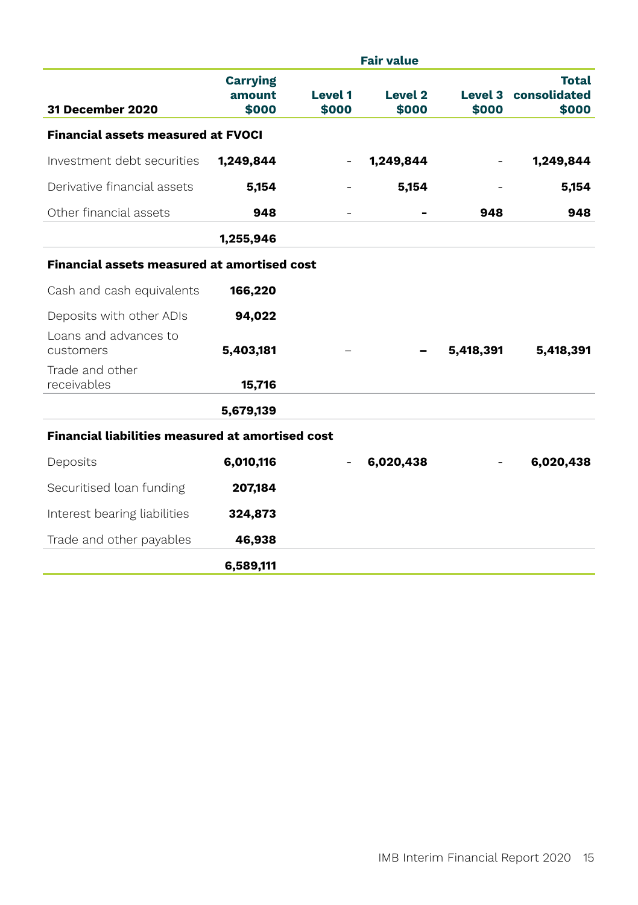| 31 December 2020 | Carrying amount $000 | Fair value Level 1 $000 | Level 2 $000 | Level 3 $000 | Total consolidated $000 |
|---|---|---|---|---|---|
| **Financial assets measured at FVOCI** | | | | | |
| Investment debt securities | **1,249,844** | - | **1,249,844** | - | **1,249,844** |
| Derivative financial assets | **5,154** | - | **5,154** | - | **5,154** |
| Other financial assets | **948** | - | **-** | **948** | **948** |
| | **1,255,946** | | | | |
| **Financial assets measured at amortised cost** | | | | | |
| Cash and cash equivalents | **166,220** | | | | |
| Deposits with other ADIs | **94,022** | | | | |
| Loans and advances to customers | **5,403,181** | – | **–** | **5,418,391** | **5,418,391** |
| Trade and other receivables | **15,716** | | | | |
| | **5,679,139** | | | | |
| **Financial liabilities measured at amortised cost** | | | | | |
| Deposits | **6,010,116** | - | **6,020,438** | - | **6,020,438** |
| Securitised loan funding | **207,184** | | | | |
| Interest bearing liabilities | **324,873** | | | | |
| Trade and other payables | **46,938** | | | | |
| | **6,589,111** | | | | |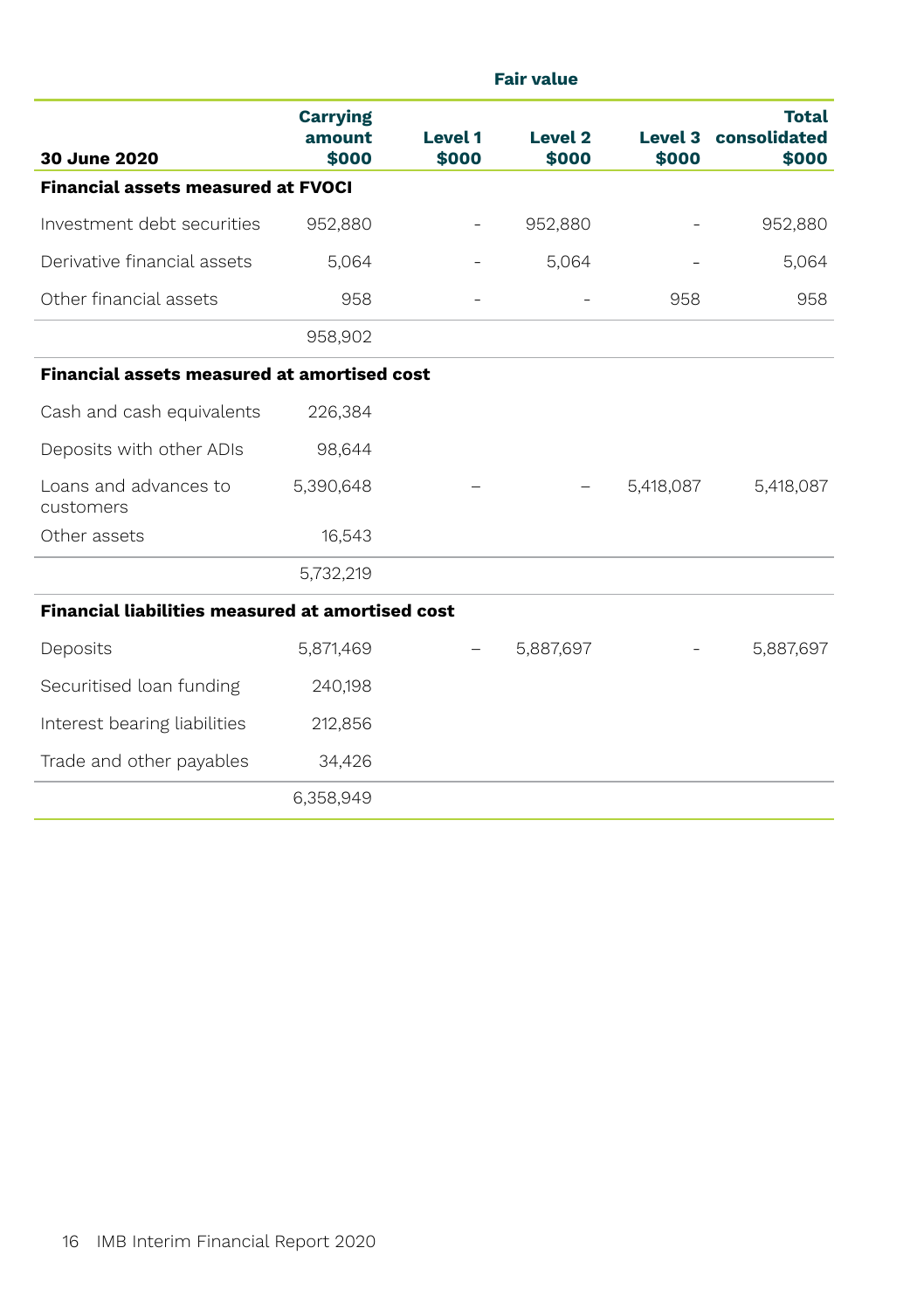| 30 June 2020 | Carrying amount $000 | Fair value Level 1 $000 | Level 2 $000 | Level 3 $000 | Total consolidated $000 |
|---|---|---|---|---|---|
| **Financial assets measured at FVOCI** | | | | | |
| Investment debt securities | 952,880 | - | 952,880 | - | 952,880 |
| Derivative financial assets | 5,064 | - | 5,064 | - | 5,064 |
| Other financial assets | 958 | - | - | 958 | 958 |
| | 958,902 | | | | |
| **Financial assets measured at amortised cost** | | | | | |
| Cash and cash equivalents | 226,384 | | | | |
| Deposits with other ADIs | 98,644 | | | | |
| Loans and advances to customers | 5,390,648 | – | – | 5,418,087 | 5,418,087 |
| Other assets | 16,543 | | | | |
| | 5,732,219 | | | | |
| **Financial liabilities measured at amortised cost** | | | | | |
| Deposits | 5,871,469 | – | 5,887,697 | - | 5,887,697 |
| Securitised loan funding | 240,198 | | | | |
| Interest bearing liabilities | 212,856 | | | | |
| Trade and other payables | 34,426 | | | | |
| | 6,358,949 | | | | |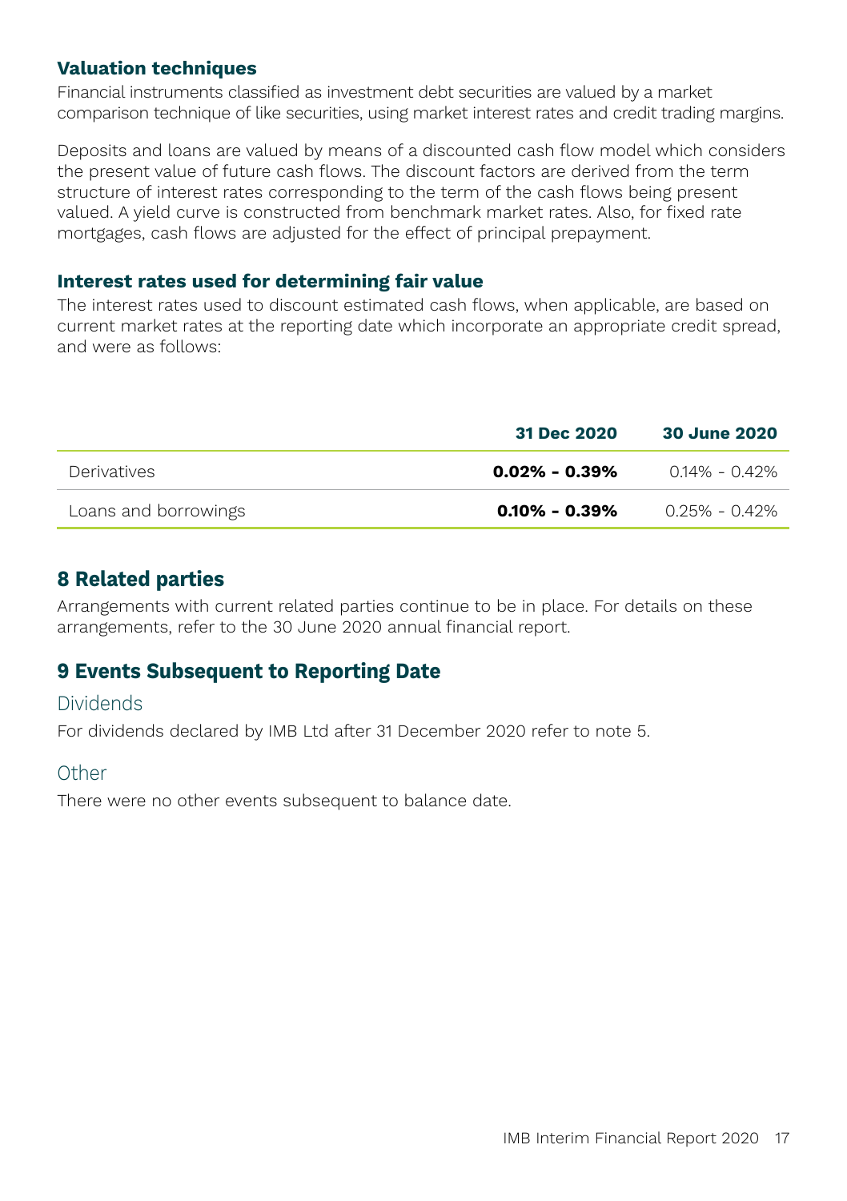### Valuation techniques

Financial instruments classified as investment debt securities are valued by a market comparison technique of like securities, using market interest rates and credit trading margins.

Deposits and loans are valued by means of a discounted cash flow model which considers the present value of future cash flows. The discount factors are derived from the term structure of interest rates corresponding to the term of the cash flows being present valued. A yield curve is constructed from benchmark market rates. Also, for fixed rate mortgages, cash flows are adjusted for the effect of principal prepayment.

### Interest rates used for determining fair value

The interest rates used to discount estimated cash flows, when applicable, are based on current market rates at the reporting date which incorporate an appropriate credit spread, and were as follows:

| | **31 Dec 2020** | **30 June 2020** |
|---|---|---|
| Derivatives | **0.02% - 0.39%** | 0.14% - 0.42% |
| Loans and borrowings | **0.10% - 0.39%** | 0.25% - 0.42% |

## 8 Related parties

Arrangements with current related parties continue to be in place. For details on these arrangements, refer to the 30 June 2020 annual financial report.

## 9 Events Subsequent to Reporting Date

### Dividends

For dividends declared by IMB Ltd after 31 December 2020 refer to note 5.

### Other

There were no other events subsequent to balance date.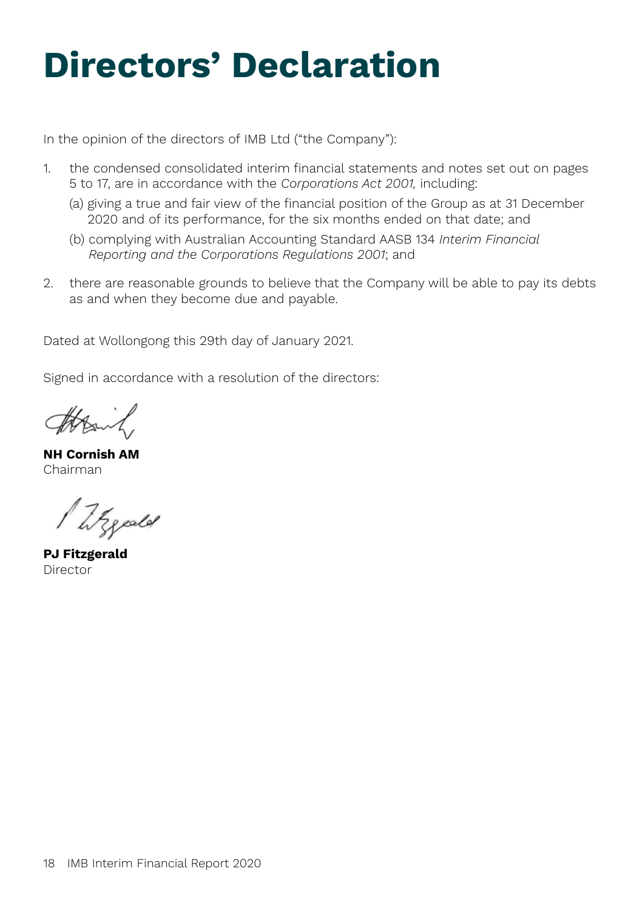# Directors' Declaration

In the opinion of the directors of IMB Ltd ("the Company"):

1. the condensed consolidated interim financial statements and notes set out on pages 5 to 17, are in accordance with the *Corporations Act 2001,* including:
   (a) giving a true and fair view of the financial position of the Group as at 31 December 2020 and of its performance, for the six months ended on that date; and
   (b) complying with Australian Accounting Standard AASB 134 *Interim Financial Reporting and the Corporations Regulations 2001*; and
2. there are reasonable grounds to believe that the Company will be able to pay its debts as and when they become due and payable.

Dated at Wollongong this 29th day of January 2021.

Signed in accordance with a resolution of the directors:

**NH Cornish AM**
Chairman

**PJ Fitzgerald**
Director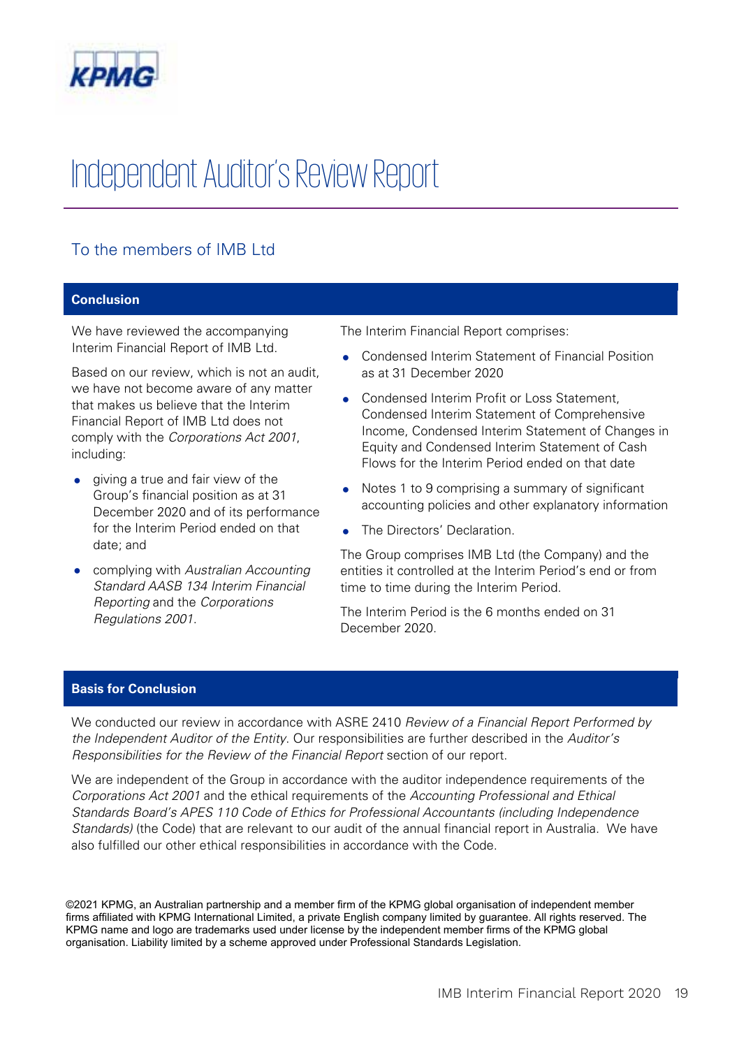# Independent Auditor's Review Report

## To the members of IMB Ltd

### Conclusion

We have reviewed the accompanying Interim Financial Report of IMB Ltd.

Based on our review, which is not an audit, we have not become aware of any matter that makes us believe that the Interim Financial Report of IMB Ltd does not comply with the *Corporations Act 2001*, including:

- giving a true and fair view of the Group's financial position as at 31 December 2020 and of its performance for the Interim Period ended on that date; and
- complying with *Australian Accounting Standard AASB 134 Interim Financial Reporting* and the *Corporations Regulations 2001*.

The Interim Financial Report comprises:

- Condensed Interim Statement of Financial Position as at 31 December 2020
- Condensed Interim Profit or Loss Statement, Condensed Interim Statement of Comprehensive Income, Condensed Interim Statement of Changes in Equity and Condensed Interim Statement of Cash Flows for the Interim Period ended on that date
- Notes 1 to 9 comprising a summary of significant accounting policies and other explanatory information
- The Directors' Declaration.

The Group comprises IMB Ltd (the Company) and the entities it controlled at the Interim Period's end or from time to time during the Interim Period.

The Interim Period is the 6 months ended on 31 December 2020.

### Basis for Conclusion

We conducted our review in accordance with ASRE 2410 *Review of a Financial Report Performed by the Independent Auditor of the Entity*. Our responsibilities are further described in the *Auditor's Responsibilities for the Review of the Financial Report* section of our report.

We are independent of the Group in accordance with the auditor independence requirements of the *Corporations Act 2001* and the ethical requirements of the *Accounting Professional and Ethical Standards Board's APES 110 Code of Ethics for Professional Accountants (including Independence Standards)* (the Code) that are relevant to our audit of the annual financial report in Australia. We have also fulfilled our other ethical responsibilities in accordance with the Code.

©2021 KPMG, an Australian partnership and a member firm of the KPMG global organisation of independent member firms affiliated with KPMG International Limited, a private English company limited by guarantee. All rights reserved. The KPMG name and logo are trademarks used under license by the independent member firms of the KPMG global organisation. Liability limited by a scheme approved under Professional Standards Legislation.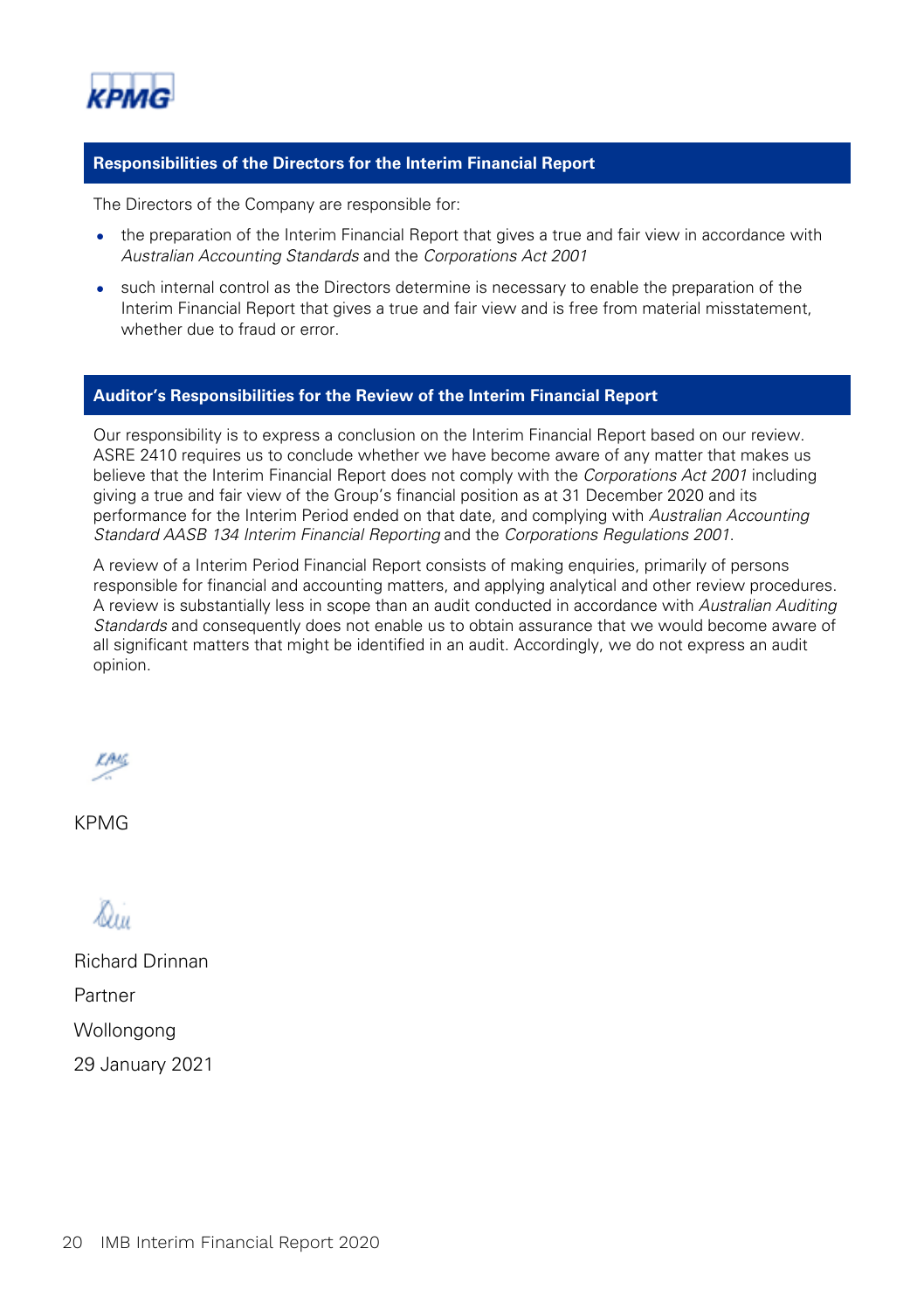## Responsibilities of the Directors for the Interim Financial Report

The Directors of the Company are responsible for:

- the preparation of the Interim Financial Report that gives a true and fair view in accordance with *Australian Accounting Standards* and the *Corporations Act 2001*
- such internal control as the Directors determine is necessary to enable the preparation of the Interim Financial Report that gives a true and fair view and is free from material misstatement, whether due to fraud or error.

## Auditor's Responsibilities for the Review of the Interim Financial Report

Our responsibility is to express a conclusion on the Interim Financial Report based on our review. ASRE 2410 requires us to conclude whether we have become aware of any matter that makes us believe that the Interim Financial Report does not comply with the *Corporations Act 2001* including giving a true and fair view of the Group's financial position as at 31 December 2020 and its performance for the Interim Period ended on that date, and complying with *Australian Accounting Standard AASB 134 Interim Financial Reporting* and the *Corporations Regulations 2001*.

A review of a Interim Period Financial Report consists of making enquiries, primarily of persons responsible for financial and accounting matters, and applying analytical and other review procedures. A review is substantially less in scope than an audit conducted in accordance with *Australian Auditing Standards* and consequently does not enable us to obtain assurance that we would become aware of all significant matters that might be identified in an audit. Accordingly, we do not express an audit opinion.

KPMG

Richard Drinnan

Partner

Wollongong

29 January 2021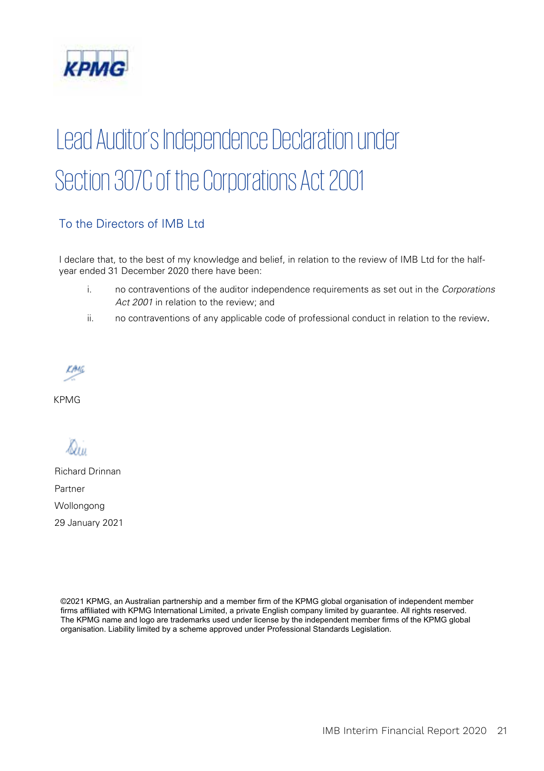# Lead Auditor's Independence Declaration under Section 307C of the Corporations Act 2001

## To the Directors of IMB Ltd

I declare that, to the best of my knowledge and belief, in relation to the review of IMB Ltd for the half-year ended 31 December 2020 there have been:

i. no contraventions of the auditor independence requirements as set out in the *Corporations Act 2001* in relation to the review; and

ii. no contraventions of any applicable code of professional conduct in relation to the review.

KPMG

Richard Drinnan

Partner

Wollongong

29 January 2021

©2021 KPMG, an Australian partnership and a member firm of the KPMG global organisation of independent member firms affiliated with KPMG International Limited, a private English company limited by guarantee. All rights reserved. The KPMG name and logo are trademarks used under license by the independent member firms of the KPMG global organisation. Liability limited by a scheme approved under Professional Standards Legislation.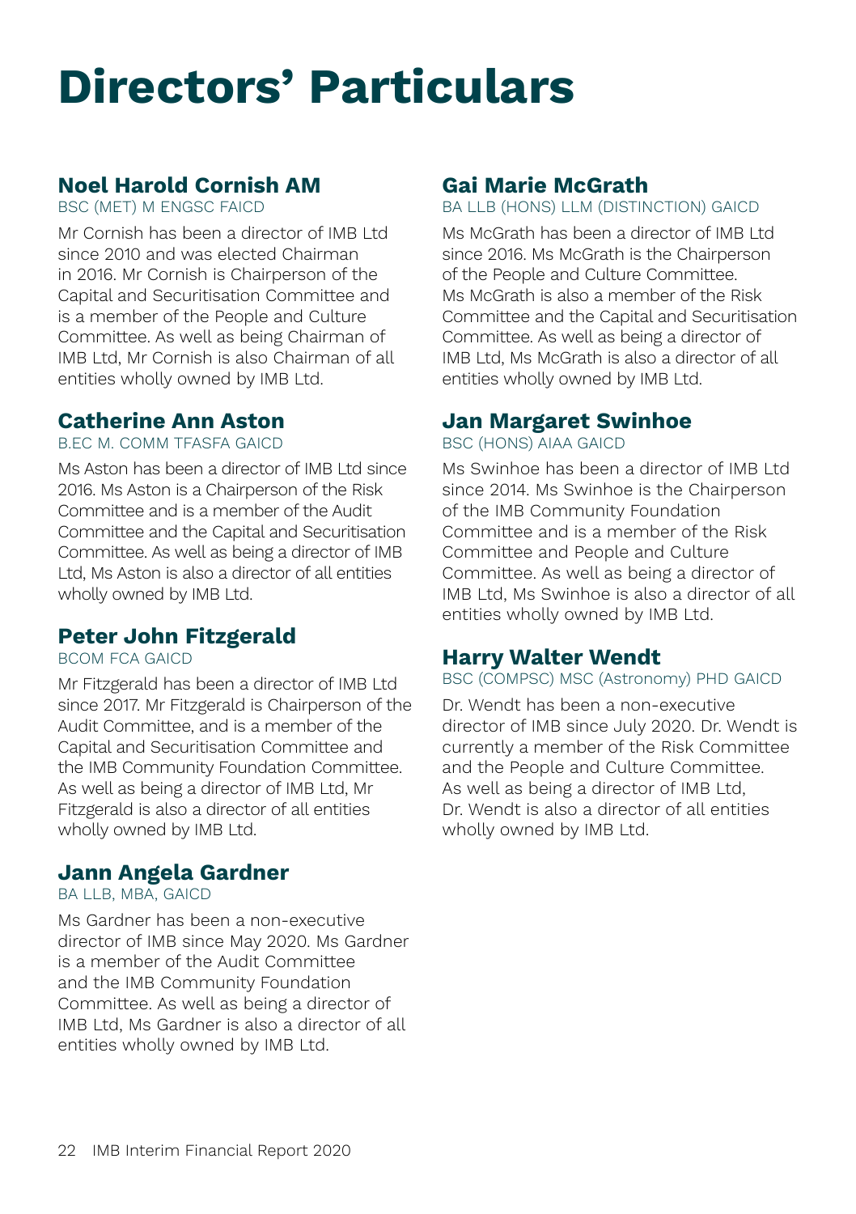# Directors' Particulars

## Noel Harold Cornish AM

BSC (MET) M ENGSC FAICD

Mr Cornish has been a director of IMB Ltd since 2010 and was elected Chairman in 2016. Mr Cornish is Chairperson of the Capital and Securitisation Committee and is a member of the People and Culture Committee. As well as being Chairman of IMB Ltd, Mr Cornish is also Chairman of all entities wholly owned by IMB Ltd.

## Catherine Ann Aston

B.EC M. COMM TFASFA GAICD

Ms Aston has been a director of IMB Ltd since 2016. Ms Aston is a Chairperson of the Risk Committee and is a member of the Audit Committee and the Capital and Securitisation Committee. As well as being a director of IMB Ltd, Ms Aston is also a director of all entities wholly owned by IMB Ltd.

## Peter John Fitzgerald

BCOM FCA GAICD

Mr Fitzgerald has been a director of IMB Ltd since 2017. Mr Fitzgerald is Chairperson of the Audit Committee, and is a member of the Capital and Securitisation Committee and the IMB Community Foundation Committee. As well as being a director of IMB Ltd, Mr Fitzgerald is also a director of all entities wholly owned by IMB Ltd.

## Jann Angela Gardner

BA LLB, MBA, GAICD

Ms Gardner has been a non-executive director of IMB since May 2020. Ms Gardner is a member of the Audit Committee and the IMB Community Foundation Committee. As well as being a director of IMB Ltd, Ms Gardner is also a director of all entities wholly owned by IMB Ltd.

## Gai Marie McGrath

BA LLB (HONS) LLM (DISTINCTION) GAICD

Ms McGrath has been a director of IMB Ltd since 2016. Ms McGrath is the Chairperson of the People and Culture Committee. Ms McGrath is also a member of the Risk Committee and the Capital and Securitisation Committee. As well as being a director of IMB Ltd, Ms McGrath is also a director of all entities wholly owned by IMB Ltd.

## Jan Margaret Swinhoe

BSC (HONS) AIAA GAICD

Ms Swinhoe has been a director of IMB Ltd since 2014. Ms Swinhoe is the Chairperson of the IMB Community Foundation Committee and is a member of the Risk Committee and People and Culture Committee. As well as being a director of IMB Ltd, Ms Swinhoe is also a director of all entities wholly owned by IMB Ltd.

## Harry Walter Wendt

BSC (COMPSC) MSC (Astronomy) PHD GAICD

Dr. Wendt has been a non-executive director of IMB since July 2020. Dr. Wendt is currently a member of the Risk Committee and the People and Culture Committee. As well as being a director of IMB Ltd, Dr. Wendt is also a director of all entities wholly owned by IMB Ltd.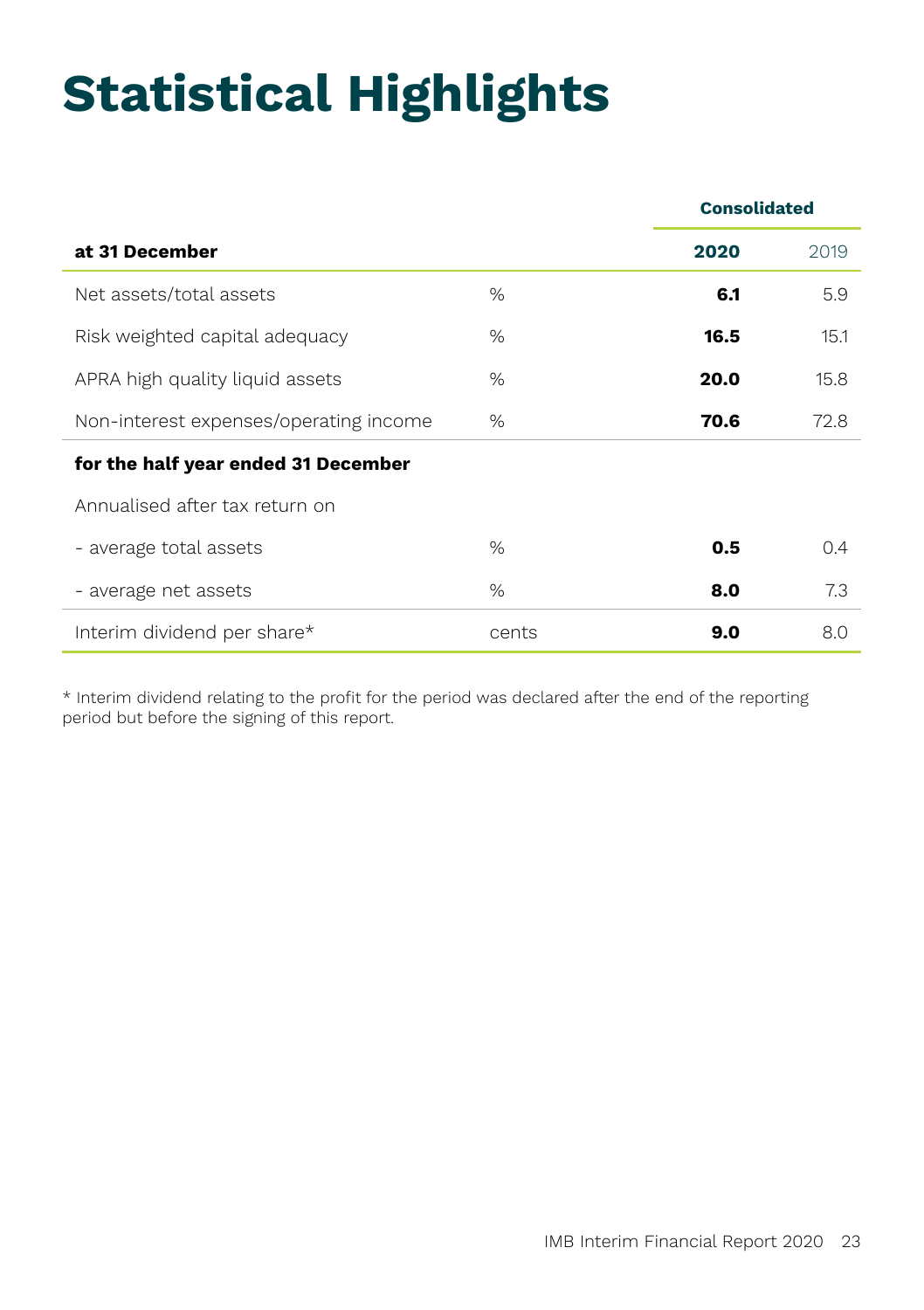# Statistical Highlights

| | | Consolidated | |
|---|---|---|---|
| **at 31 December** | | **2020** | 2019 |
| Net assets/total assets | % | **6.1** | 5.9 |
| Risk weighted capital adequacy | % | **16.5** | 15.1 |
| APRA high quality liquid assets | % | **20.0** | 15.8 |
| Non-interest expenses/operating income | % | **70.6** | 72.8 |
| **for the half year ended 31 December** | | | |
| Annualised after tax return on | | | |
| - average total assets | % | **0.5** | 0.4 |
| - average net assets | % | **8.0** | 7.3 |
| Interim dividend per share* | cents | **9.0** | 8.0 |

* Interim dividend relating to the profit for the period was declared after the end of the reporting period but before the signing of this report.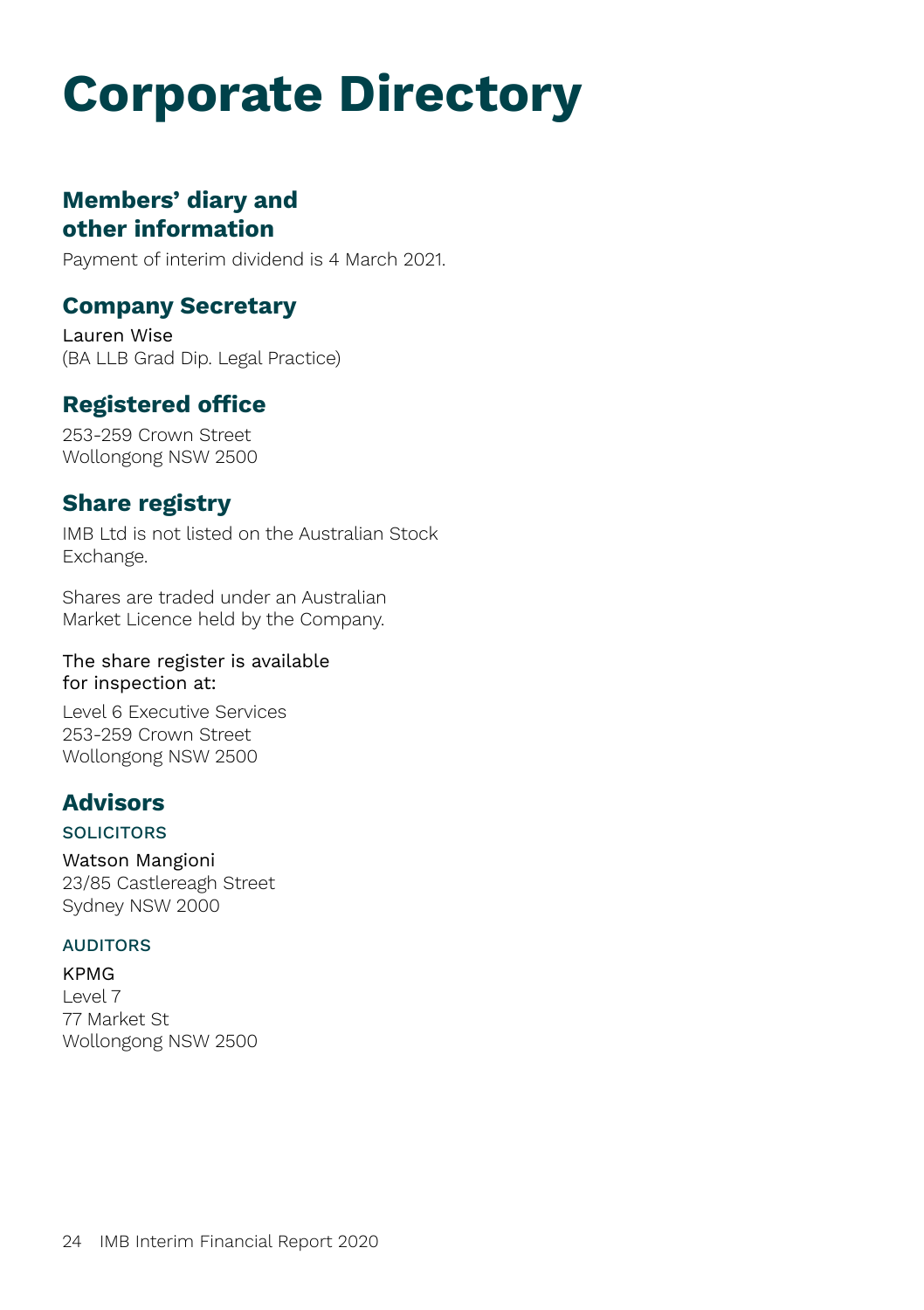# Corporate Directory

## Members' diary and other information

Payment of interim dividend is 4 March 2021.

## Company Secretary

Lauren Wise
(BA LLB Grad Dip. Legal Practice)

## Registered office

253-259 Crown Street
Wollongong NSW 2500

## Share registry

IMB Ltd is not listed on the Australian Stock Exchange.

Shares are traded under an Australian Market Licence held by the Company.

The share register is available for inspection at:

Level 6 Executive Services
253-259 Crown Street
Wollongong NSW 2500

## Advisors

### SOLICITORS

Watson Mangioni
23/85 Castlereagh Street
Sydney NSW 2000

### AUDITORS

KPMG
Level 7
77 Market St
Wollongong NSW 2500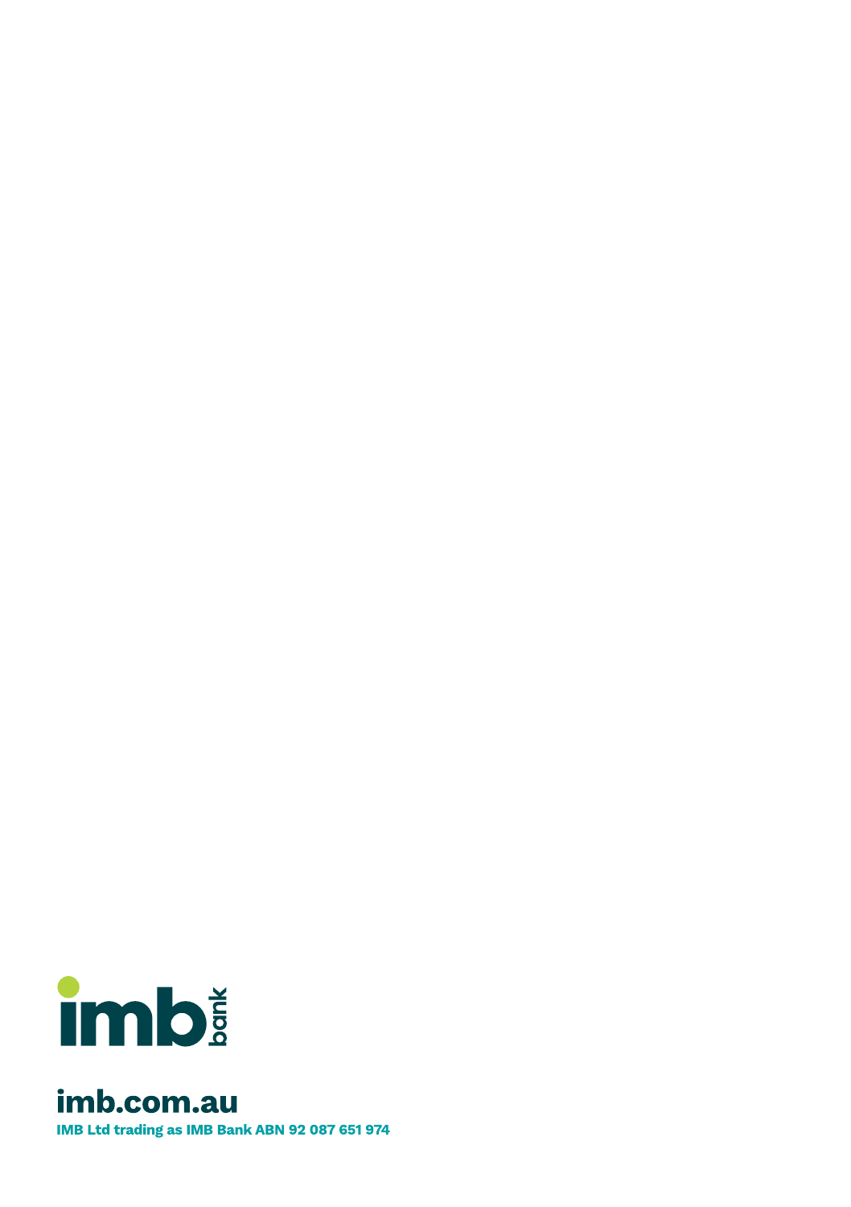imb bank

**imb.com.au**

**IMB Ltd trading as IMB Bank ABN 92 087 651 974**